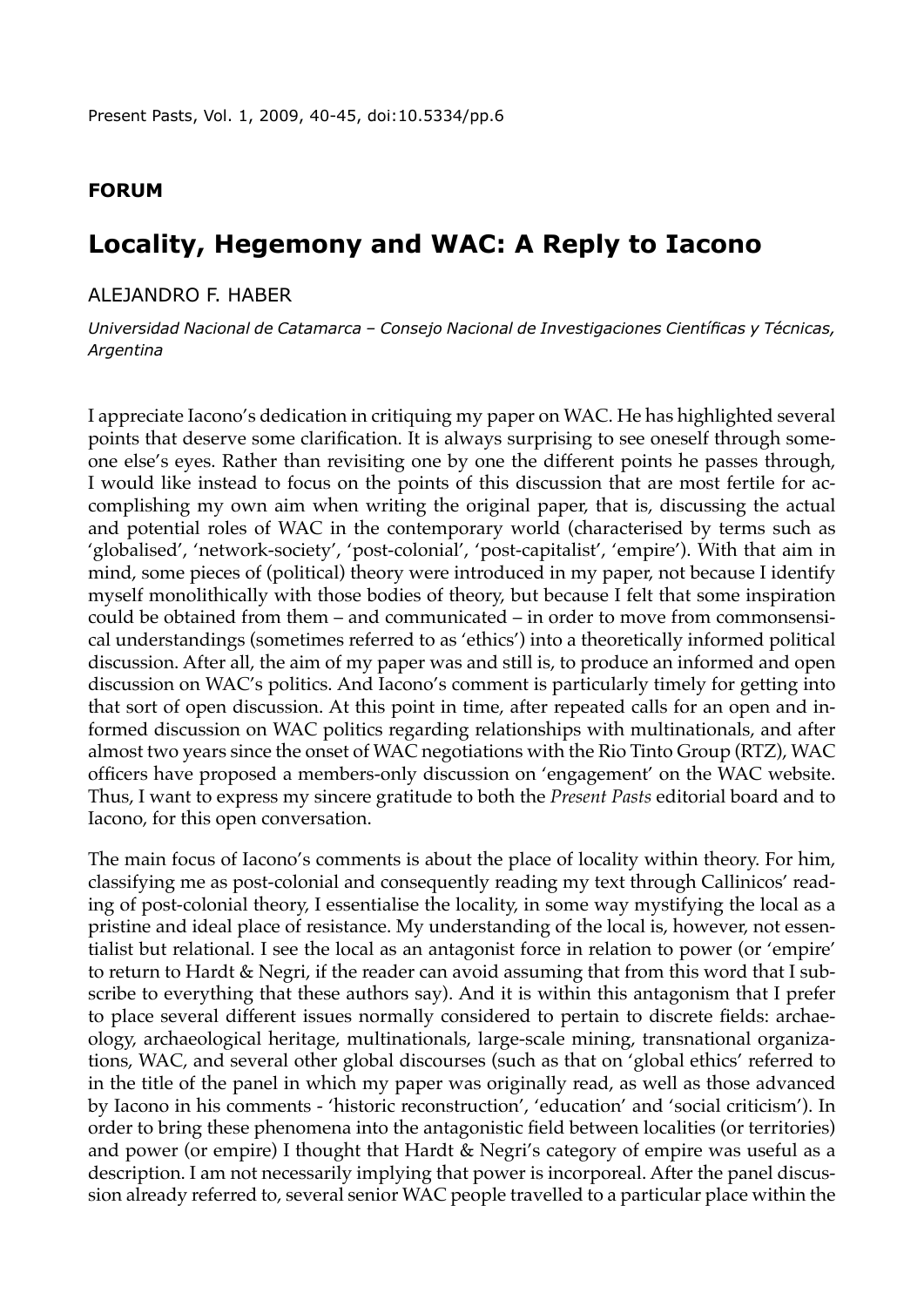**FORUM**

# Locality, Hegemony and WAC: A Reply to Iacono

ALEJANDRO F. HABER

*Universidad Nacional de Catamarca – Consejo Nacional de Investigaciones Científicas y Técnicas, Argentina*

I appreciate Iacono's dedication in critiquing my paper on WAC. He has highlighted several points that deserve some clarification. It is always surprising to see oneself through someone else's eyes. Rather than revisiting one by one the different points he passes through, I would like instead to focus on the points of this discussion that are most fertile for accomplishing my own aim when writing the original paper, that is, discussing the actual and potential roles of WAC in the contemporary world (characterised by terms such as 'globalised', 'network-society', 'post-colonial', 'post-capitalist', 'empire'). With that aim in mind, some pieces of (political) theory were introduced in my paper, not because I identify myself monolithically with those bodies of theory, but because I felt that some inspiration could be obtained from them – and communicated – in order to move from commonsensical understandings (sometimes referred to as 'ethics') into a theoretically informed political discussion. After all, the aim of my paper was and still is, to produce an informed and open discussion on WAC's politics. And Iacono's comment is particularly timely for getting into that sort of open discussion. At this point in time, after repeated calls for an open and informed discussion on WAC politics regarding relationships with multinationals, and after almost two years since the onset of WAC negotiations with the Rio Tinto Group (RTZ), WAC officers have proposed a members-only discussion on 'engagement' on the WAC website. Thus, I want to express my sincere gratitude to both the *Present Pasts* editorial board and to Iacono, for this open conversation.

The main focus of Iacono's comments is about the place of locality within theory. For him, classifying me as post-colonial and consequently reading my text through Callinicos' reading of post-colonial theory, I essentialise the locality, in some way mystifying the local as a pristine and ideal place of resistance. My understanding of the local is, however, not essentialist but relational. I see the local as an antagonist force in relation to power (or 'empire' to return to Hardt & Negri, if the reader can avoid assuming that from this word that I subscribe to everything that these authors say). And it is within this antagonism that I prefer to place several different issues normally considered to pertain to discrete fields: archaeology, archaeological heritage, multinationals, large-scale mining, transnational organizations, WAC, and several other global discourses (such as that on 'global ethics' referred to in the title of the panel in which my paper was originally read, as well as those advanced by Iacono in his comments - 'historic reconstruction', 'education' and 'social criticism'). In order to bring these phenomena into the antagonistic field between localities (or territories) and power (or empire) I thought that Hardt & Negri's category of empire was useful as a description. I am not necessarily implying that power is incorporeal. After the panel discussion already referred to, several senior WAC people travelled to a particular place within the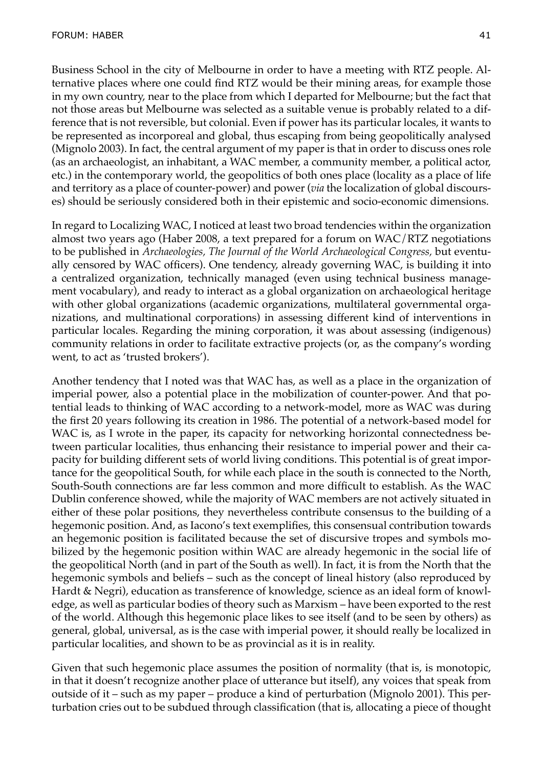Business School in the city of Melbourne in order to have a meeting with RTZ people. Alternative places where one could find RTZ would be their mining areas, for example those in my own country, near to the place from which I departed for Melbourne; but the fact that not those areas but Melbourne was selected as a suitable venue is probably related to a difference that is not reversible, but colonial. Even if power has its particular locales, it wants to be represented as incorporeal and global, thus escaping from being geopolitically analysed (Mignolo 2003). In fact, the central argument of my paper is that in order to discuss ones role (as an archaeologist, an inhabitant, a WAC member, a community member, a political actor, etc.) in the contemporary world, the geopolitics of both ones place (locality as a place of life and territory as a place of counter-power) and power (*via* the localization of global discourses) should be seriously considered both in their epistemic and socio-economic dimensions.

In regard to Localizing WAC, I noticed at least two broad tendencies within the organization almost two years ago (Haber 2008, a text prepared for a forum on WAC/RTZ negotiations to be published in *Archaeologies, The Journal of the World Archaeological Congress,* but eventually censored by WAC officers). One tendency, already governing WAC, is building it into a centralized organization, technically managed (even using technical business management vocabulary), and ready to interact as a global organization on archaeological heritage with other global organizations (academic organizations, multilateral governmental organizations, and multinational corporations) in assessing different kind of interventions in particular locales. Regarding the mining corporation, it was about assessing (indigenous) community relations in order to facilitate extractive projects (or, as the company's wording went, to act as 'trusted brokers').

Another tendency that I noted was that WAC has, as well as a place in the organization of imperial power, also a potential place in the mobilization of counter-power. And that potential leads to thinking of WAC according to a network-model, more as WAC was during the first 20 years following its creation in 1986. The potential of a network-based model for WAC is, as I wrote in the paper, its capacity for networking horizontal connectedness between particular localities, thus enhancing their resistance to imperial power and their capacity for building different sets of world living conditions. This potential is of great importance for the geopolitical South, for while each place in the south is connected to the North, South-South connections are far less common and more difficult to establish. As the WAC Dublin conference showed, while the majority of WAC members are not actively situated in either of these polar positions, they nevertheless contribute consensus to the building of a hegemonic position. And, as Iacono's text exemplifies, this consensual contribution towards an hegemonic position is facilitated because the set of discursive tropes and symbols mobilized by the hegemonic position within WAC are already hegemonic in the social life of the geopolitical North (and in part of the South as well). In fact, it is from the North that the hegemonic symbols and beliefs – such as the concept of lineal history (also reproduced by Hardt & Negri), education as transference of knowledge, science as an ideal form of knowledge, as well as particular bodies of theory such as Marxism – have been exported to the rest of the world. Although this hegemonic place likes to see itself (and to be seen by others) as general, global, universal, as is the case with imperial power, it should really be localized in particular localities, and shown to be as provincial as it is in reality.

Given that such hegemonic place assumes the position of normality (that is, is monotopic, in that it doesn't recognize another place of utterance but itself), any voices that speak from outside of it – such as my paper – produce a kind of perturbation (Mignolo 2001). This perturbation cries out to be subdued through classification (that is, allocating a piece of thought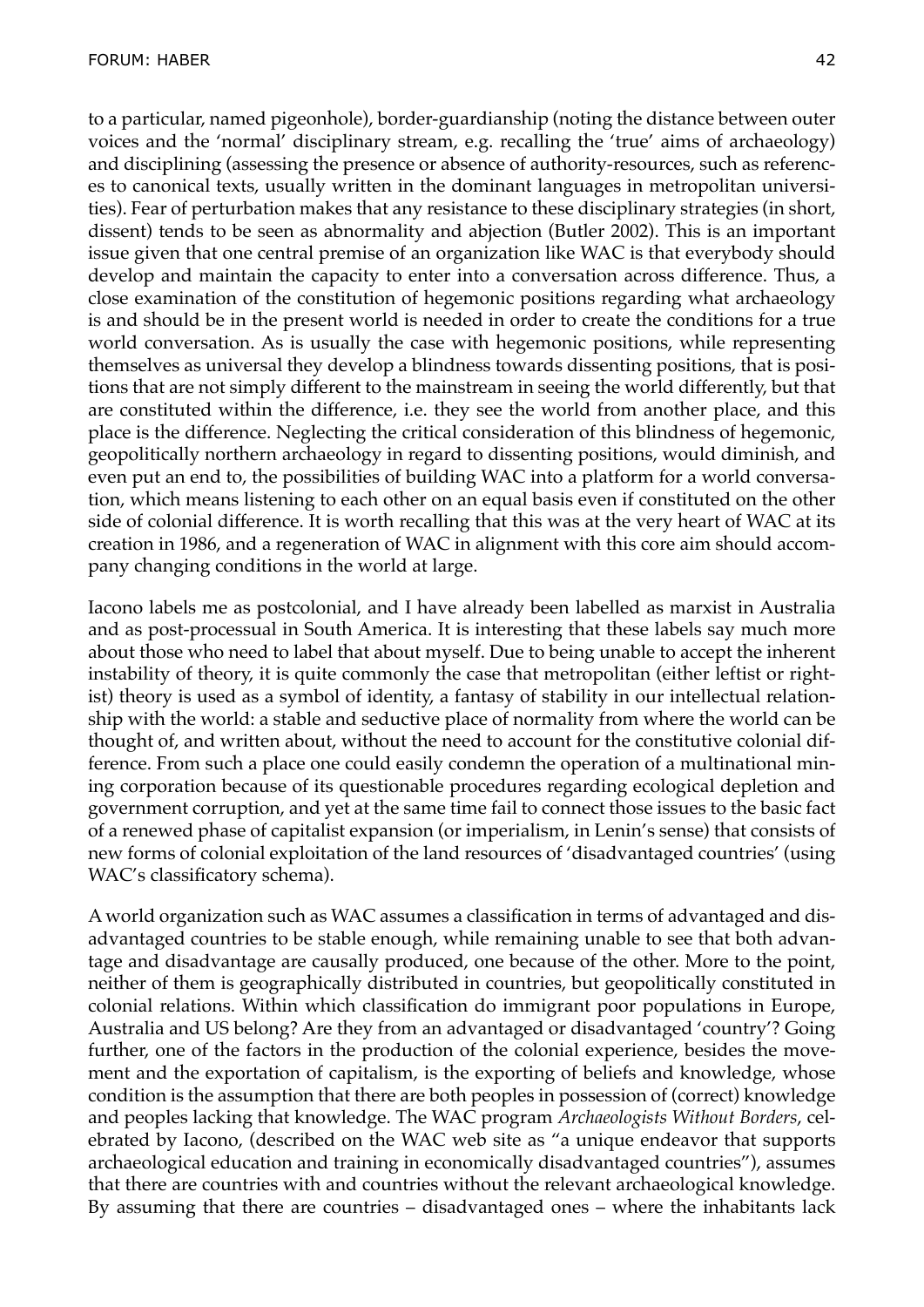to a particular, named pigeonhole), border-guardianship (noting the distance between outer voices and the 'normal' disciplinary stream, e.g. recalling the 'true' aims of archaeology) and disciplining (assessing the presence or absence of authority-resources, such as references to canonical texts, usually written in the dominant languages in metropolitan universities). Fear of perturbation makes that any resistance to these disciplinary strategies (in short, dissent) tends to be seen as abnormality and abjection (Butler 2002). This is an important issue given that one central premise of an organization like WAC is that everybody should develop and maintain the capacity to enter into a conversation across difference. Thus, a close examination of the constitution of hegemonic positions regarding what archaeology is and should be in the present world is needed in order to create the conditions for a true world conversation. As is usually the case with hegemonic positions, while representing themselves as universal they develop a blindness towards dissenting positions, that is positions that are not simply different to the mainstream in seeing the world differently, but that are constituted within the difference, i.e. they see the world from another place, and this place is the difference. Neglecting the critical consideration of this blindness of hegemonic, geopolitically northern archaeology in regard to dissenting positions, would diminish, and even put an end to, the possibilities of building WAC into a platform for a world conversation, which means listening to each other on an equal basis even if constituted on the other side of colonial difference. It is worth recalling that this was at the very heart of WAC at its creation in 1986, and a regeneration of WAC in alignment with this core aim should accompany changing conditions in the world at large.

Iacono labels me as postcolonial, and I have already been labelled as marxist in Australia and as post-processual in South America. It is interesting that these labels say much more about those who need to label that about myself. Due to being unable to accept the inherent instability of theory, it is quite commonly the case that metropolitan (either leftist or rightist) theory is used as a symbol of identity, a fantasy of stability in our intellectual relationship with the world: a stable and seductive place of normality from where the world can be thought of, and written about, without the need to account for the constitutive colonial difference. From such a place one could easily condemn the operation of a multinational mining corporation because of its questionable procedures regarding ecological depletion and government corruption, and yet at the same time fail to connect those issues to the basic fact of a renewed phase of capitalist expansion (or imperialism, in Lenin's sense) that consists of new forms of colonial exploitation of the land resources of 'disadvantaged countries' (using WAC's classificatory schema).

A world organization such as WAC assumes a classification in terms of advantaged and disadvantaged countries to be stable enough, while remaining unable to see that both advantage and disadvantage are causally produced, one because of the other. More to the point, neither of them is geographically distributed in countries, but geopolitically constituted in colonial relations. Within which classification do immigrant poor populations in Europe, Australia and US belong? Are they from an advantaged or disadvantaged 'country'? Going further, one of the factors in the production of the colonial experience, besides the movement and the exportation of capitalism, is the exporting of beliefs and knowledge, whose condition is the assumption that there are both peoples in possession of (correct) knowledge and peoples lacking that knowledge. The WAC program *Archaeologists Without Borders*, celebrated by Iacono, (described on the WAC web site as "a unique endeavor that supports archaeological education and training in economically disadvantaged countries"), assumes that there are countries with and countries without the relevant archaeological knowledge. By assuming that there are countries – disadvantaged ones – where the inhabitants lack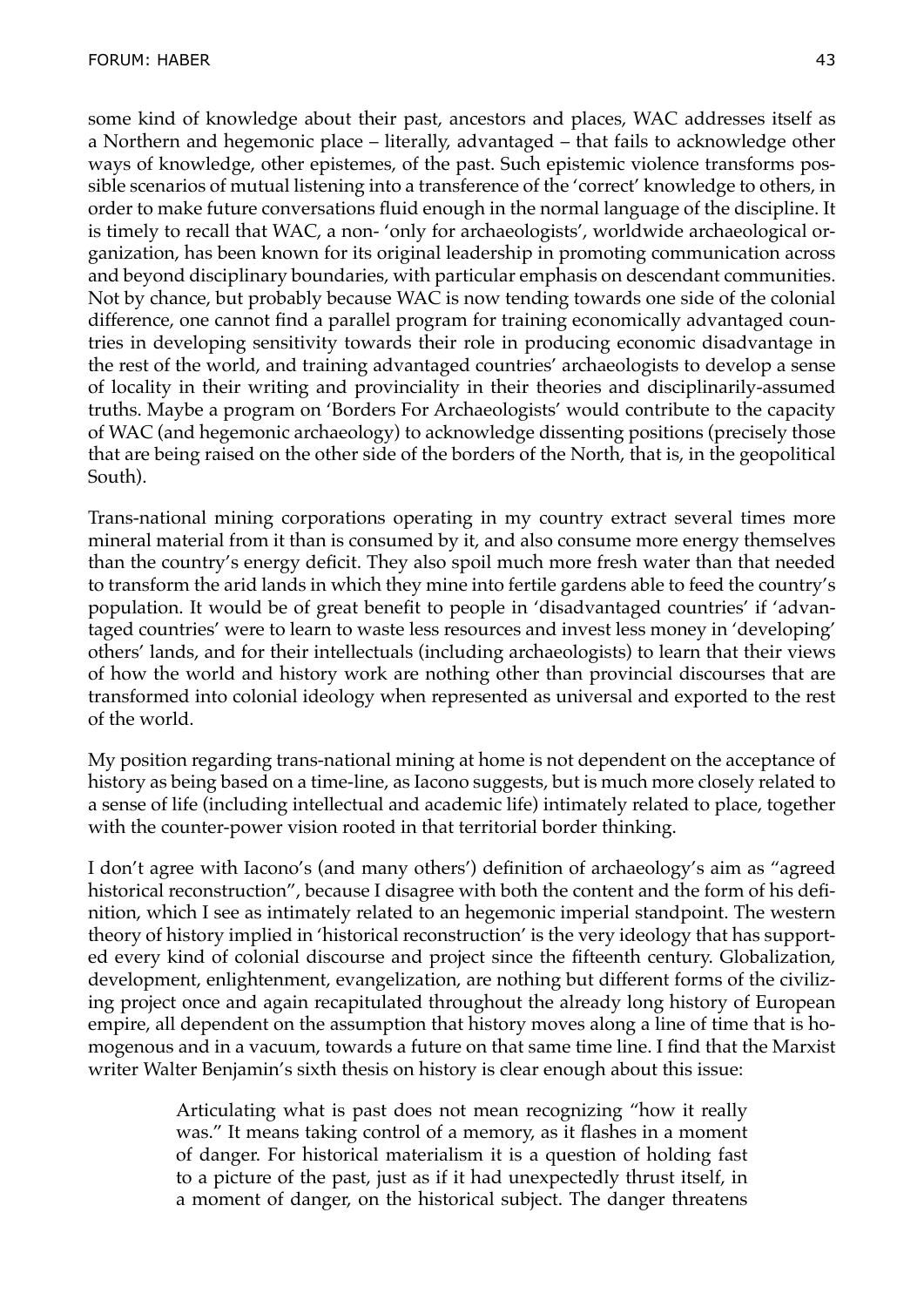some kind of knowledge about their past, ancestors and places, WAC addresses itself as a Northern and hegemonic place – literally, advantaged – that fails to acknowledge other ways of knowledge, other epistemes, of the past. Such epistemic violence transforms possible scenarios of mutual listening into a transference of the 'correct' knowledge to others, in order to make future conversations fluid enough in the normal language of the discipline. It is timely to recall that WAC, a non- 'only for archaeologists', worldwide archaeological organization, has been known for its original leadership in promoting communication across and beyond disciplinary boundaries, with particular emphasis on descendant communities. Not by chance, but probably because WAC is now tending towards one side of the colonial difference, one cannot find a parallel program for training economically advantaged countries in developing sensitivity towards their role in producing economic disadvantage in the rest of the world, and training advantaged countries' archaeologists to develop a sense of locality in their writing and provinciality in their theories and disciplinarily-assumed truths. Maybe a program on 'Borders For Archaeologists' would contribute to the capacity of WAC (and hegemonic archaeology) to acknowledge dissenting positions (precisely those that are being raised on the other side of the borders of the North, that is, in the geopolitical South).

Trans-national mining corporations operating in my country extract several times more mineral material from it than is consumed by it, and also consume more energy themselves than the country's energy deficit. They also spoil much more fresh water than that needed to transform the arid lands in which they mine into fertile gardens able to feed the country's population. It would be of great benefit to people in 'disadvantaged countries' if 'advantaged countries' were to learn to waste less resources and invest less money in 'developing' others' lands, and for their intellectuals (including archaeologists) to learn that their views of how the world and history work are nothing other than provincial discourses that are transformed into colonial ideology when represented as universal and exported to the rest of the world.

My position regarding trans-national mining at home is not dependent on the acceptance of history as being based on a time-line, as Iacono suggests, but is much more closely related to a sense of life (including intellectual and academic life) intimately related to place, together with the counter-power vision rooted in that territorial border thinking.

I don't agree with Iacono's (and many others') definition of archaeology's aim as "agreed historical reconstruction", because I disagree with both the content and the form of his definition, which I see as intimately related to an hegemonic imperial standpoint. The western theory of history implied in 'historical reconstruction' is the very ideology that has supported every kind of colonial discourse and project since the fifteenth century. Globalization, development, enlightenment, evangelization, are nothing but different forms of the civilizing project once and again recapitulated throughout the already long history of European empire, all dependent on the assumption that history moves along a line of time that is homogenous and in a vacuum, towards a future on that same time line. I find that the Marxist writer Walter Benjamin's sixth thesis on history is clear enough about this issue:

> Articulating what is past does not mean recognizing "how it really was." It means taking control of a memory, as it flashes in a moment of danger. For historical materialism it is a question of holding fast to a picture of the past, just as if it had unexpectedly thrust itself, in a moment of danger, on the historical subject. The danger threatens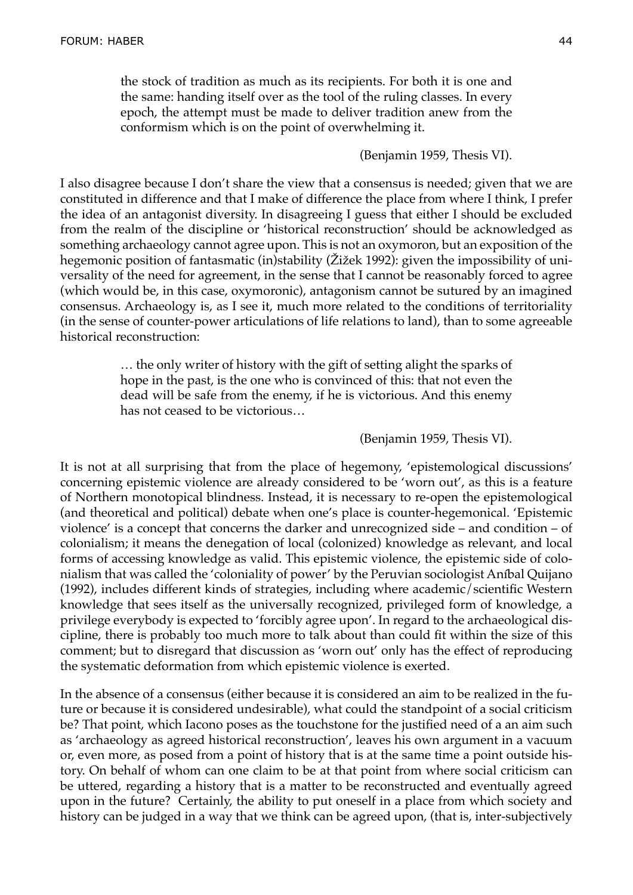> the stock of tradition as much as its recipients. For both it is one and the same: handing itself over as the tool of the ruling classes. In every epoch, the attempt must be made to deliver tradition anew from the conformism which is on the point of overwhelming it.
>
> (Benjamin 1959, Thesis VI).

I also disagree because I don't share the view that a consensus is needed; given that we are constituted in difference and that I make of difference the place from where I think, I prefer the idea of an antagonist diversity. In disagreeing I guess that either I should be excluded from the realm of the discipline or 'historical reconstruction' should be acknowledged as something archaeology cannot agree upon. This is not an oxymoron, but an exposition of the hegemonic position of fantasmatic (in)stability (Žižek 1992): given the impossibility of universality of the need for agreement, in the sense that I cannot be reasonably forced to agree (which would be, in this case, oxymoronic), antagonism cannot be sutured by an imagined consensus. Archaeology is, as I see it, much more related to the conditions of territoriality (in the sense of counter-power articulations of life relations to land), than to some agreeable historical reconstruction:

> … the only writer of history with the gift of setting alight the sparks of hope in the past, is the one who is convinced of this: that not even the dead will be safe from the enemy, if he is victorious. And this enemy has not ceased to be victorious…
>
> (Benjamin 1959, Thesis VI).

It is not at all surprising that from the place of hegemony, 'epistemological discussions' concerning epistemic violence are already considered to be 'worn out', as this is a feature of Northern monotopical blindness. Instead, it is necessary to re-open the epistemological (and theoretical and political) debate when one's place is counter-hegemonical. 'Epistemic violence' is a concept that concerns the darker and unrecognized side – and condition – of colonialism; it means the denegation of local (colonized) knowledge as relevant, and local forms of accessing knowledge as valid. This epistemic violence, the epistemic side of colonialism that was called the 'coloniality of power' by the Peruvian sociologist Aníbal Quijano (1992), includes different kinds of strategies, including where academic/scientific Western knowledge that sees itself as the universally recognized, privileged form of knowledge, a privilege everybody is expected to 'forcibly agree upon'. In regard to the archaeological discipline, there is probably too much more to talk about than could fit within the size of this comment; but to disregard that discussion as 'worn out' only has the effect of reproducing the systematic deformation from which epistemic violence is exerted.

In the absence of a consensus (either because it is considered an aim to be realized in the future or because it is considered undesirable), what could the standpoint of a social criticism be? That point, which Iacono poses as the touchstone for the justified need of a an aim such as 'archaeology as agreed historical reconstruction', leaves his own argument in a vacuum or, even more, as posed from a point of history that is at the same time a point outside history. On behalf of whom can one claim to be at that point from where social criticism can be uttered, regarding a history that is a matter to be reconstructed and eventually agreed upon in the future? Certainly, the ability to put oneself in a place from which society and history can be judged in a way that we think can be agreed upon, (that is, inter-subjectively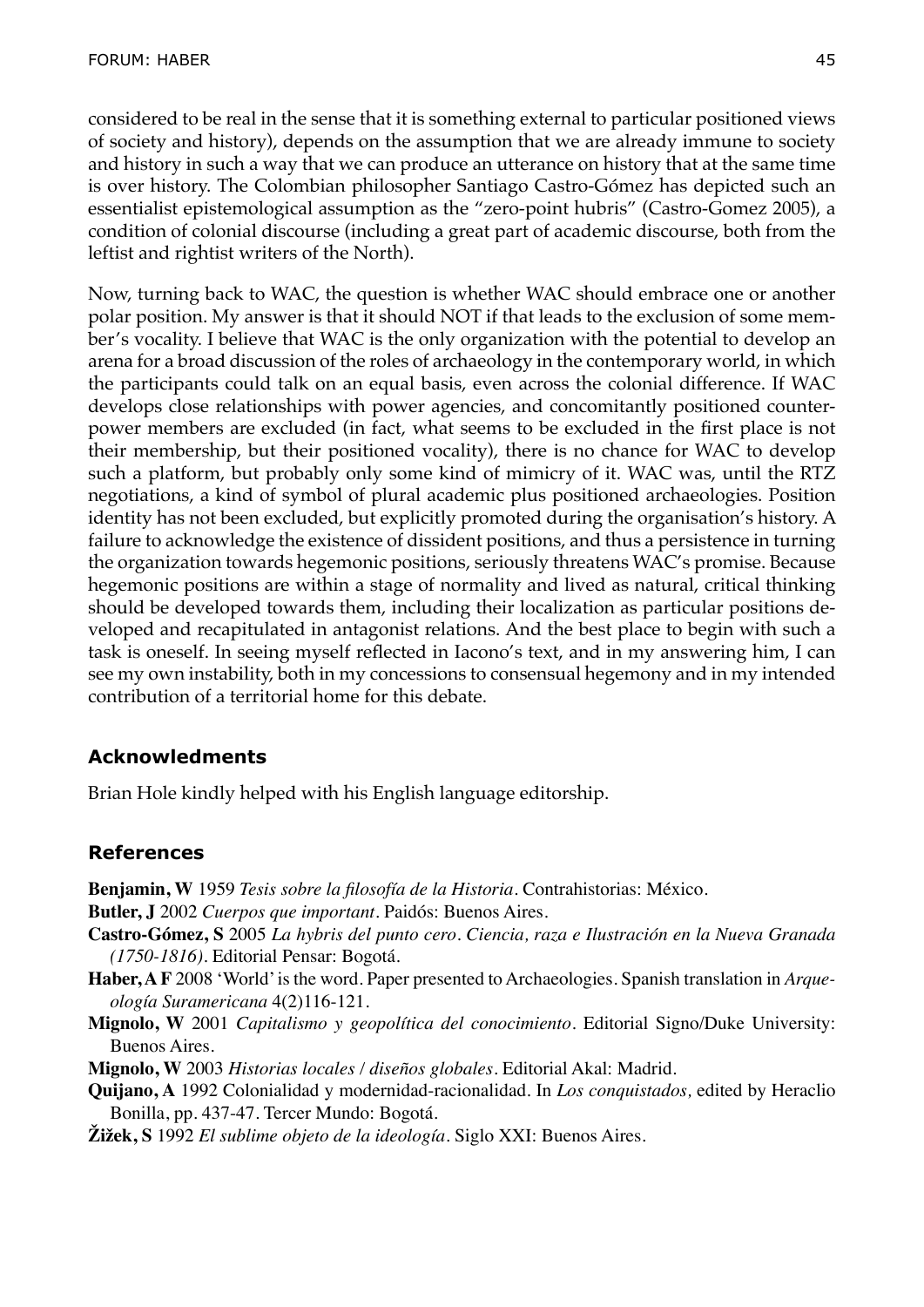considered to be real in the sense that it is something external to particular positioned views of society and history), depends on the assumption that we are already immune to society and history in such a way that we can produce an utterance on history that at the same time is over history. The Colombian philosopher Santiago Castro-Gómez has depicted such an essentialist epistemological assumption as the "zero-point hubris" (Castro-Gomez 2005), a condition of colonial discourse (including a great part of academic discourse, both from the leftist and rightist writers of the North).

Now, turning back to WAC, the question is whether WAC should embrace one or another polar position. My answer is that it should NOT if that leads to the exclusion of some member's vocality. I believe that WAC is the only organization with the potential to develop an arena for a broad discussion of the roles of archaeology in the contemporary world, in which the participants could talk on an equal basis, even across the colonial difference. If WAC develops close relationships with power agencies, and concomitantly positioned counter-power members are excluded (in fact, what seems to be excluded in the first place is not their membership, but their positioned vocality), there is no chance for WAC to develop such a platform, but probably only some kind of mimicry of it. WAC was, until the RTZ negotiations, a kind of symbol of plural academic plus positioned archaeologies. Position identity has not been excluded, but explicitly promoted during the organisation's history. A failure to acknowledge the existence of dissident positions, and thus a persistence in turning the organization towards hegemonic positions, seriously threatens WAC's promise. Because hegemonic positions are within a stage of normality and lived as natural, critical thinking should be developed towards them, including their localization as particular positions developed and recapitulated in antagonist relations. And the best place to begin with such a task is oneself. In seeing myself reflected in Iacono's text, and in my answering him, I can see my own instability, both in my concessions to consensual hegemony and in my intended contribution of a territorial home for this debate.

## Acknowledments

Brian Hole kindly helped with his English language editorship.

## References

**Benjamin, W** 1959 *Tesis sobre la filosofía de la Historia*. Contrahistorias: México.

**Butler, J** 2002 *Cuerpos que important*. Paidós: Buenos Aires.

**Castro-Gómez, S** 2005 *La hybris del punto cero. Ciencia, raza e Ilustración en la Nueva Granada (1750-1816)*. Editorial Pensar: Bogotá.

**Haber, A F** 2008 'World' is the word. Paper presented to Archaeologies. Spanish translation in *Arqueología Suramericana* 4(2)116-121.

**Mignolo, W** 2001 *Capitalismo y geopolítica del conocimiento*. Editorial Signo/Duke University: Buenos Aires.

**Mignolo, W** 2003 *Historias locales / diseños globales*. Editorial Akal: Madrid.

**Quijano, A** 1992 Colonialidad y modernidad-racionalidad. In *Los conquistados,* edited by Heraclio Bonilla, pp. 437-47. Tercer Mundo: Bogotá.

**Žižek, S** 1992 *El sublime objeto de la ideología*. Siglo XXI: Buenos Aires.